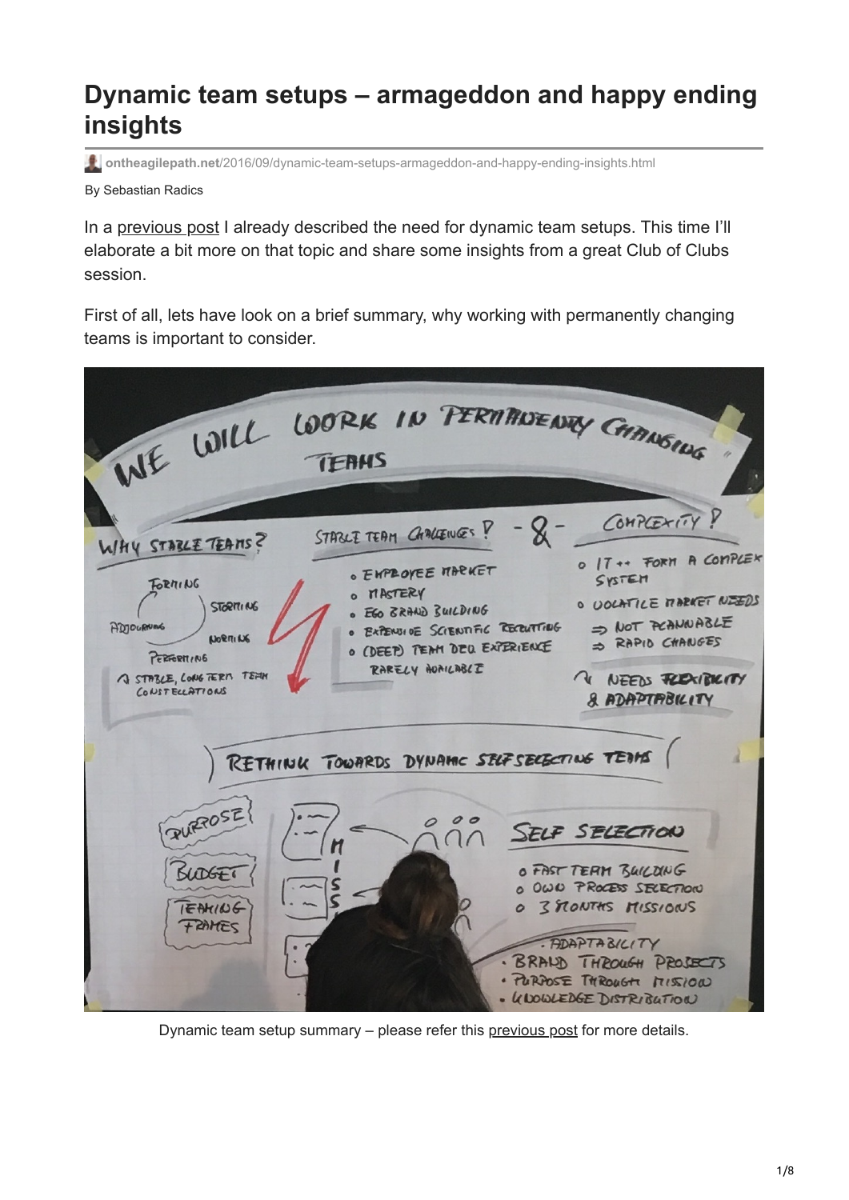# Dynamic team setups – armageddon and happy ending insights

ontheagilepath.net/2016/09/dynamic-team-setups-armageddon-and-happy-ending-insights.html

By Sebastian Radics

In a previous post I already described the need for dynamic team setups. This time I'll elaborate a bit more on that topic and share some insights from a great Club of Clubs session.

First of all, lets have look on a brief summary, why working with permanently changing teams is important to consider.

Dynamic team setup summary – please refer this previous post for more details.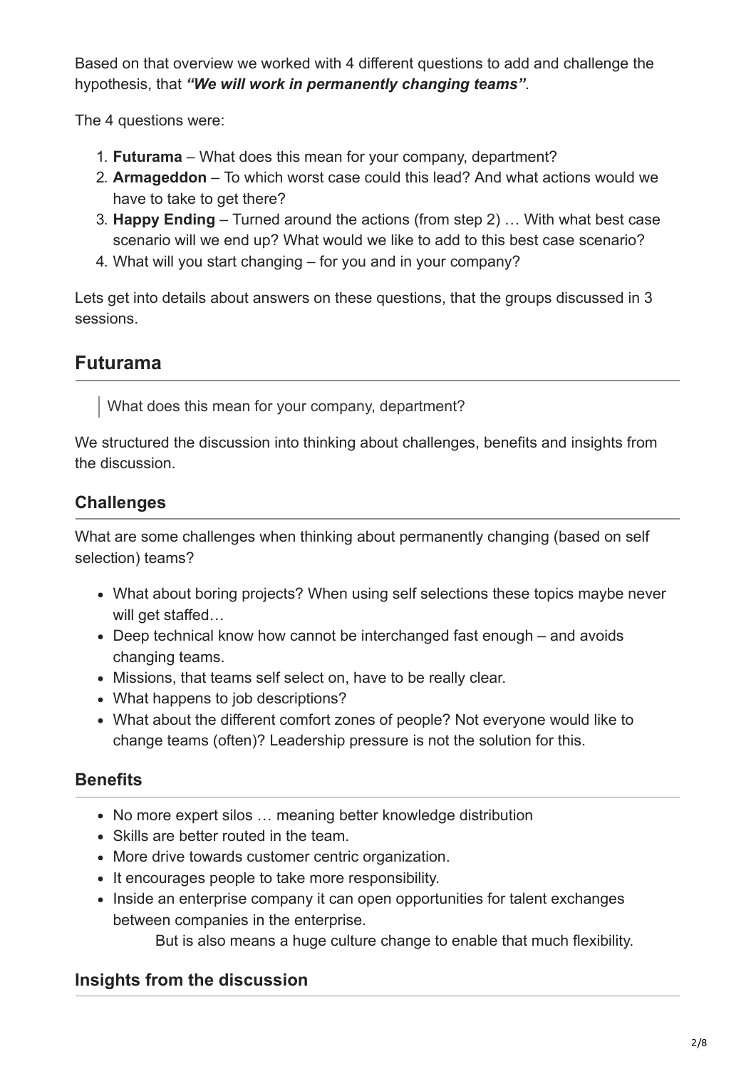Based on that overview we worked with 4 different questions to add and challenge the hypothesis, that ***"We will work in permanently changing teams"***.

The 4 questions were:

1. **Futurama** – What does this mean for your company, department?
2. **Armageddon** – To which worst case could this lead? And what actions would we have to take to get there?
3. **Happy Ending** – Turned around the actions (from step 2) … With what best case scenario will we end up? What would we like to add to this best case scenario?
4. What will you start changing – for you and in your company?

Lets get into details about answers on these questions, that the groups discussed in 3 sessions.

## Futurama

> What does this mean for your company, department?

We structured the discussion into thinking about challenges, benefits and insights from the discussion.

### Challenges

What are some challenges when thinking about permanently changing (based on self selection) teams?

- What about boring projects? When using self selections these topics maybe never will get staffed…
- Deep technical know how cannot be interchanged fast enough – and avoids changing teams.
- Missions, that teams self select on, have to be really clear.
- What happens to job descriptions?
- What about the different comfort zones of people? Not everyone would like to change teams (often)? Leadership pressure is not the solution for this.

### Benefits

- No more expert silos … meaning better knowledge distribution
- Skills are better routed in the team.
- More drive towards customer centric organization.
- It encourages people to take more responsibility.
- Inside an enterprise company it can open opportunities for talent exchanges between companies in the enterprise.

  But is also means a huge culture change to enable that much flexibility.

### Insights from the discussion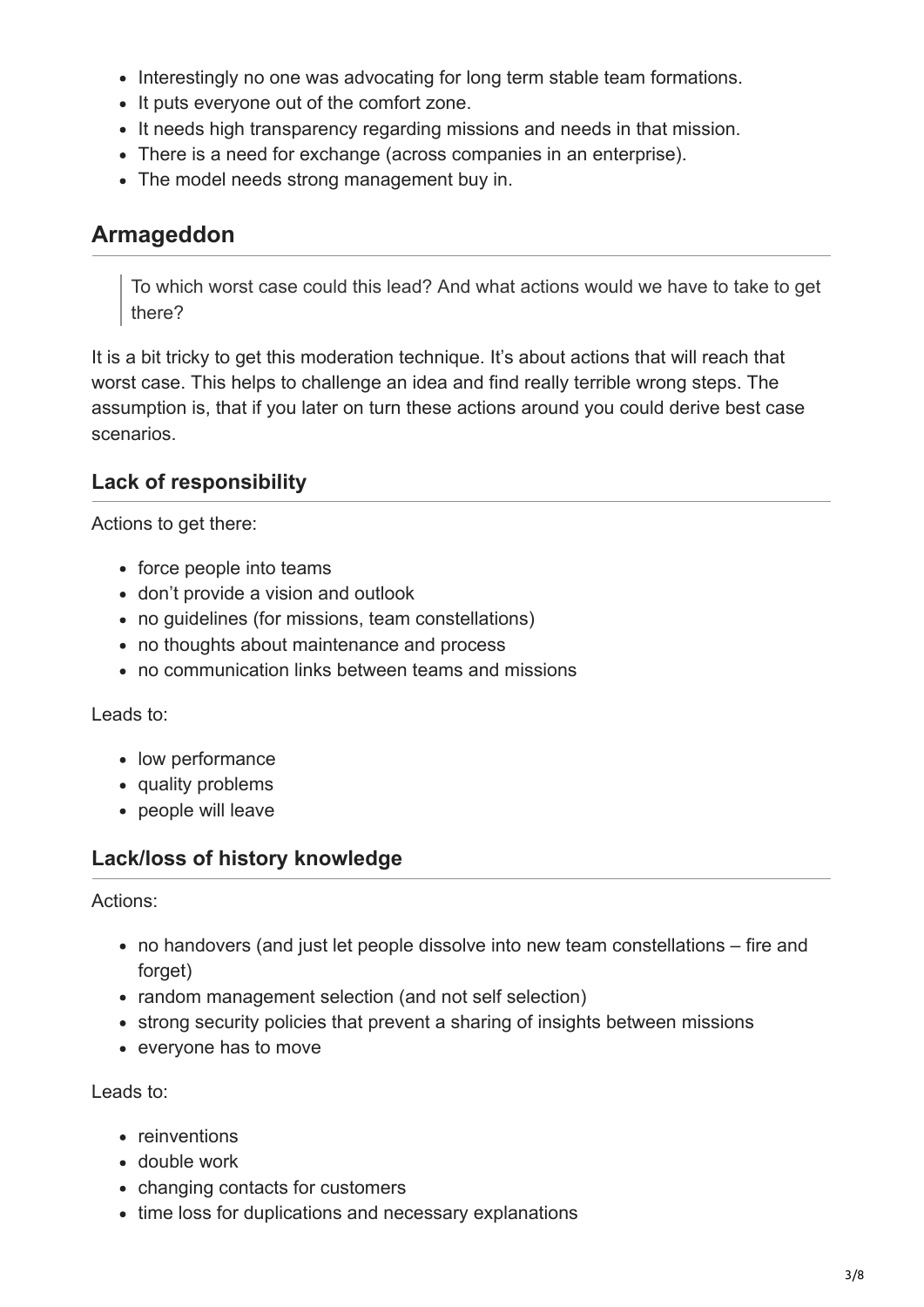- Interestingly no one was advocating for long term stable team formations.
- It puts everyone out of the comfort zone.
- It needs high transparency regarding missions and needs in that mission.
- There is a need for exchange (across companies in an enterprise).
- The model needs strong management buy in.

## Armageddon

> To which worst case could this lead? And what actions would we have to take to get there?

It is a bit tricky to get this moderation technique. It's about actions that will reach that worst case. This helps to challenge an idea and find really terrible wrong steps. The assumption is, that if you later on turn these actions around you could derive best case scenarios.

### Lack of responsibility

Actions to get there:

- force people into teams
- don't provide a vision and outlook
- no guidelines (for missions, team constellations)
- no thoughts about maintenance and process
- no communication links between teams and missions

Leads to:

- low performance
- quality problems
- people will leave

### Lack/loss of history knowledge

Actions:

- no handovers (and just let people dissolve into new team constellations – fire and forget)
- random management selection (and not self selection)
- strong security policies that prevent a sharing of insights between missions
- everyone has to move

Leads to:

- reinventions
- double work
- changing contacts for customers
- time loss for duplications and necessary explanations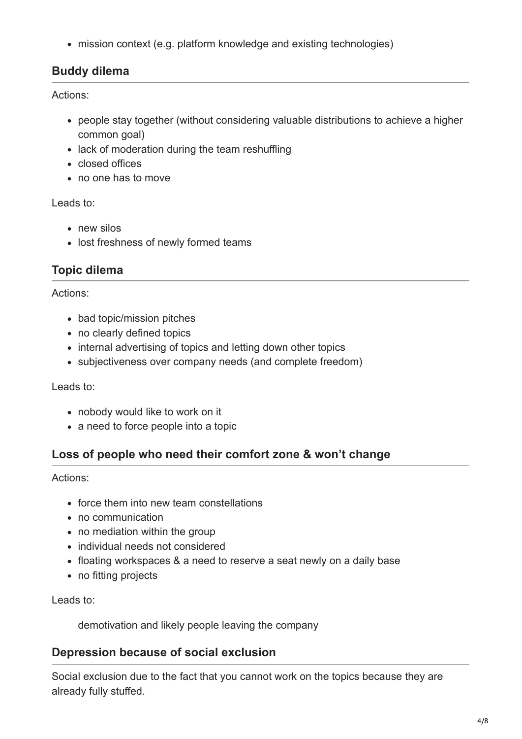- mission context (e.g. platform knowledge and existing technologies)

## Buddy dilema

Actions:

- people stay together (without considering valuable distributions to achieve a higher common goal)
- lack of moderation during the team reshuffling
- closed offices
- no one has to move

Leads to:

- new silos
- lost freshness of newly formed teams

## Topic dilema

Actions:

- bad topic/mission pitches
- no clearly defined topics
- internal advertising of topics and letting down other topics
- subjectiveness over company needs (and complete freedom)

Leads to:

- nobody would like to work on it
- a need to force people into a topic

## Loss of people who need their comfort zone & won't change

Actions:

- force them into new team constellations
- no communication
- no mediation within the group
- individual needs not considered
- floating workspaces & a need to reserve a seat newly on a daily base
- no fitting projects

Leads to:

demotivation and likely people leaving the company

## Depression because of social exclusion

Social exclusion due to the fact that you cannot work on the topics because they are already fully stuffed.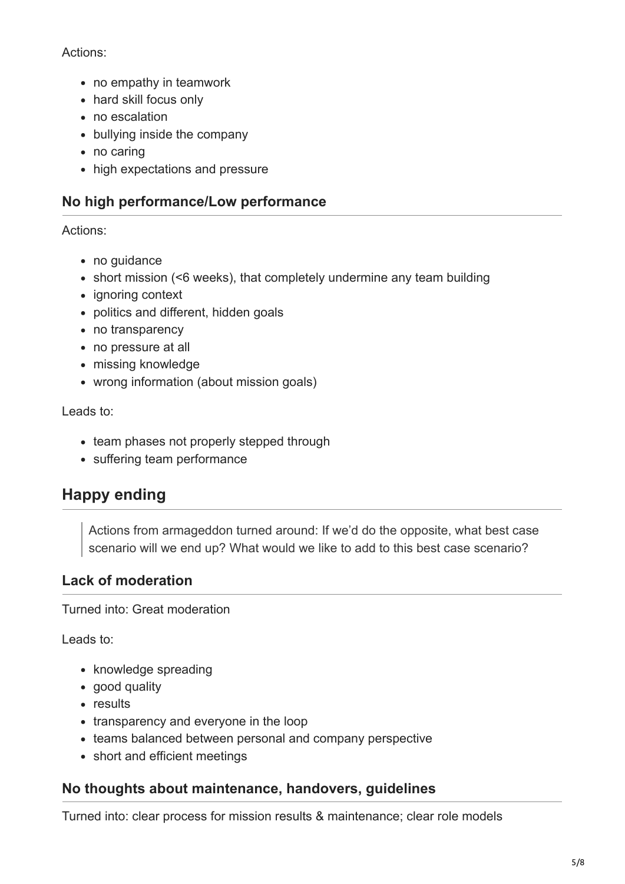Actions:

- no empathy in teamwork
- hard skill focus only
- no escalation
- bullying inside the company
- no caring
- high expectations and pressure

### No high performance/Low performance

Actions:

- no guidance
- short mission (<6 weeks), that completely undermine any team building
- ignoring context
- politics and different, hidden goals
- no transparency
- no pressure at all
- missing knowledge
- wrong information (about mission goals)

Leads to:

- team phases not properly stepped through
- suffering team performance

## Happy ending

> Actions from armageddon turned around: If we'd do the opposite, what best case scenario will we end up? What would we like to add to this best case scenario?

### Lack of moderation

Turned into: Great moderation

Leads to:

- knowledge spreading
- good quality
- results
- transparency and everyone in the loop
- teams balanced between personal and company perspective
- short and efficient meetings

### No thoughts about maintenance, handovers, guidelines

Turned into: clear process for mission results & maintenance; clear role models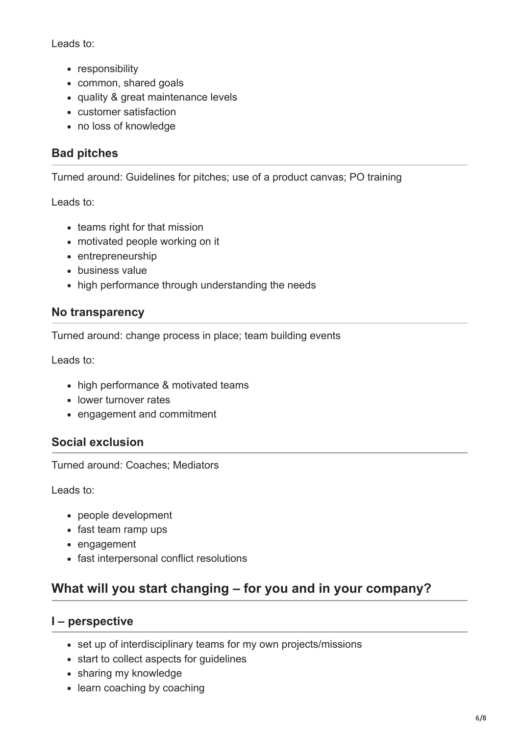Leads to:

- responsibility
- common, shared goals
- quality & great maintenance levels
- customer satisfaction
- no loss of knowledge

### Bad pitches

Turned around: Guidelines for pitches; use of a product canvas; PO training

Leads to:

- teams right for that mission
- motivated people working on it
- entrepreneurship
- business value
- high performance through understanding the needs

### No transparency

Turned around: change process in place; team building events

Leads to:

- high performance & motivated teams
- lower turnover rates
- engagement and commitment

### Social exclusion

Turned around: Coaches; Mediators

Leads to:

- people development
- fast team ramp ups
- engagement
- fast interpersonal conflict resolutions

## What will you start changing – for you and in your company?

### I – perspective

- set up of interdisciplinary teams for my own projects/missions
- start to collect aspects for guidelines
- sharing my knowledge
- learn coaching by coaching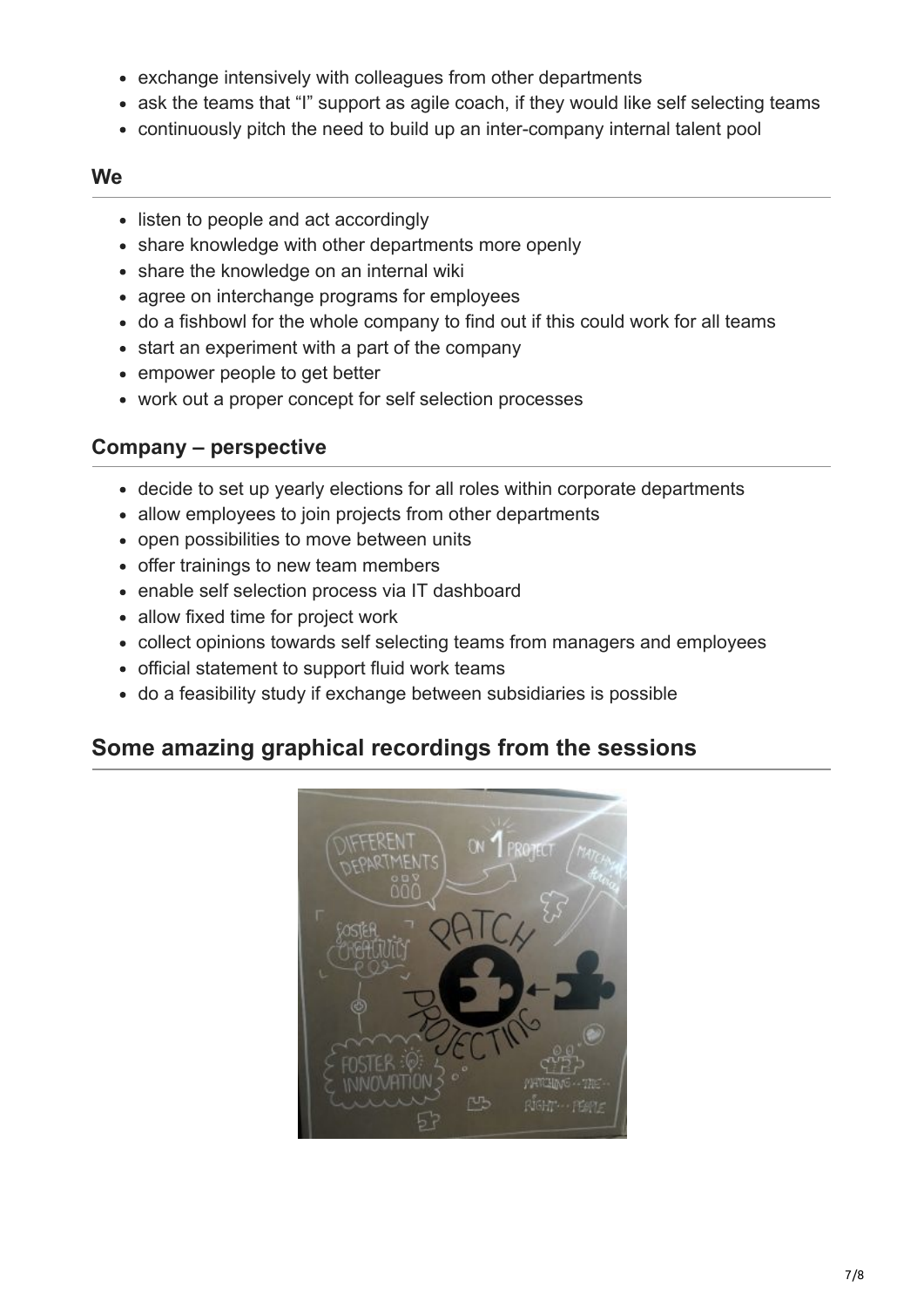- exchange intensively with colleagues from other departments
- ask the teams that "I" support as agile coach, if they would like self selecting teams
- continuously pitch the need to build up an inter-company internal talent pool

### We

- listen to people and act accordingly
- share knowledge with other departments more openly
- share the knowledge on an internal wiki
- agree on interchange programs for employees
- do a fishbowl for the whole company to find out if this could work for all teams
- start an experiment with a part of the company
- empower people to get better
- work out a proper concept for self selection processes

### Company – perspective

- decide to set up yearly elections for all roles within corporate departments
- allow employees to join projects from other departments
- open possibilities to move between units
- offer trainings to new team members
- enable self selection process via IT dashboard
- allow fixed time for project work
- collect opinions towards self selecting teams from managers and employees
- official statement to support fluid work teams
- do a feasibility study if exchange between subsidiaries is possible

## Some amazing graphical recordings from the sessions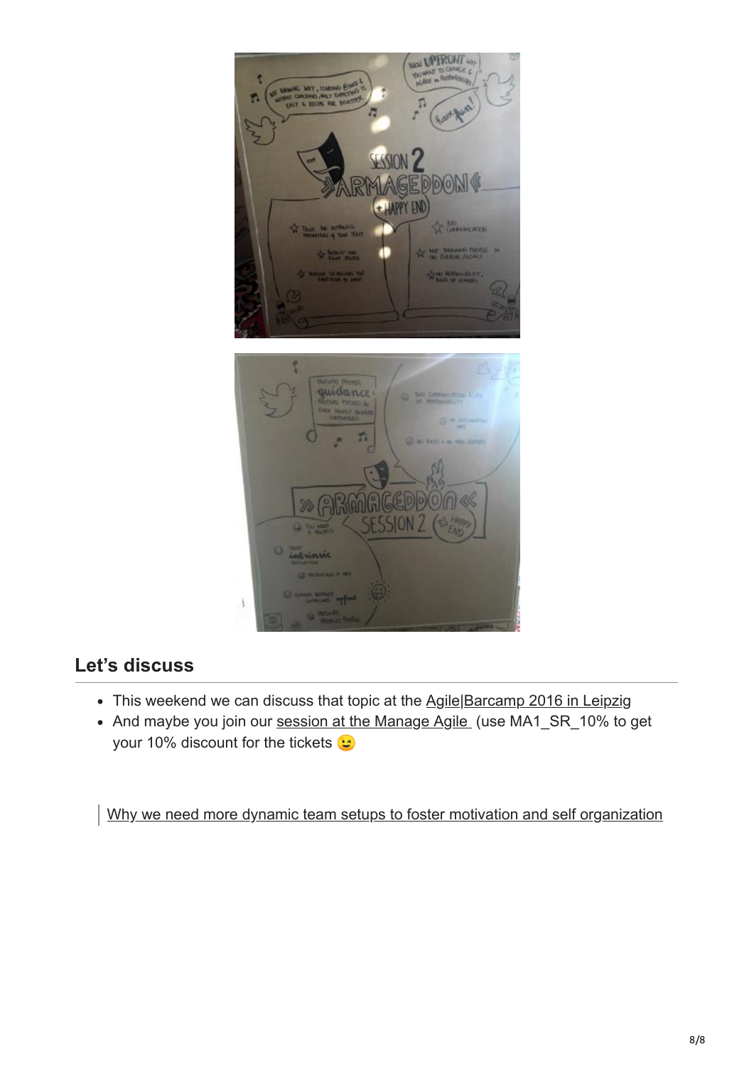## Let’s discuss

- This weekend we can discuss that topic at the Agile|Barcamp 2016 in Leipzig
- And maybe you join our session at the Manage Agile  (use MA1_SR_10% to get your 10% discount for the tickets 😉

> Why we need more dynamic team setups to foster motivation and self organization